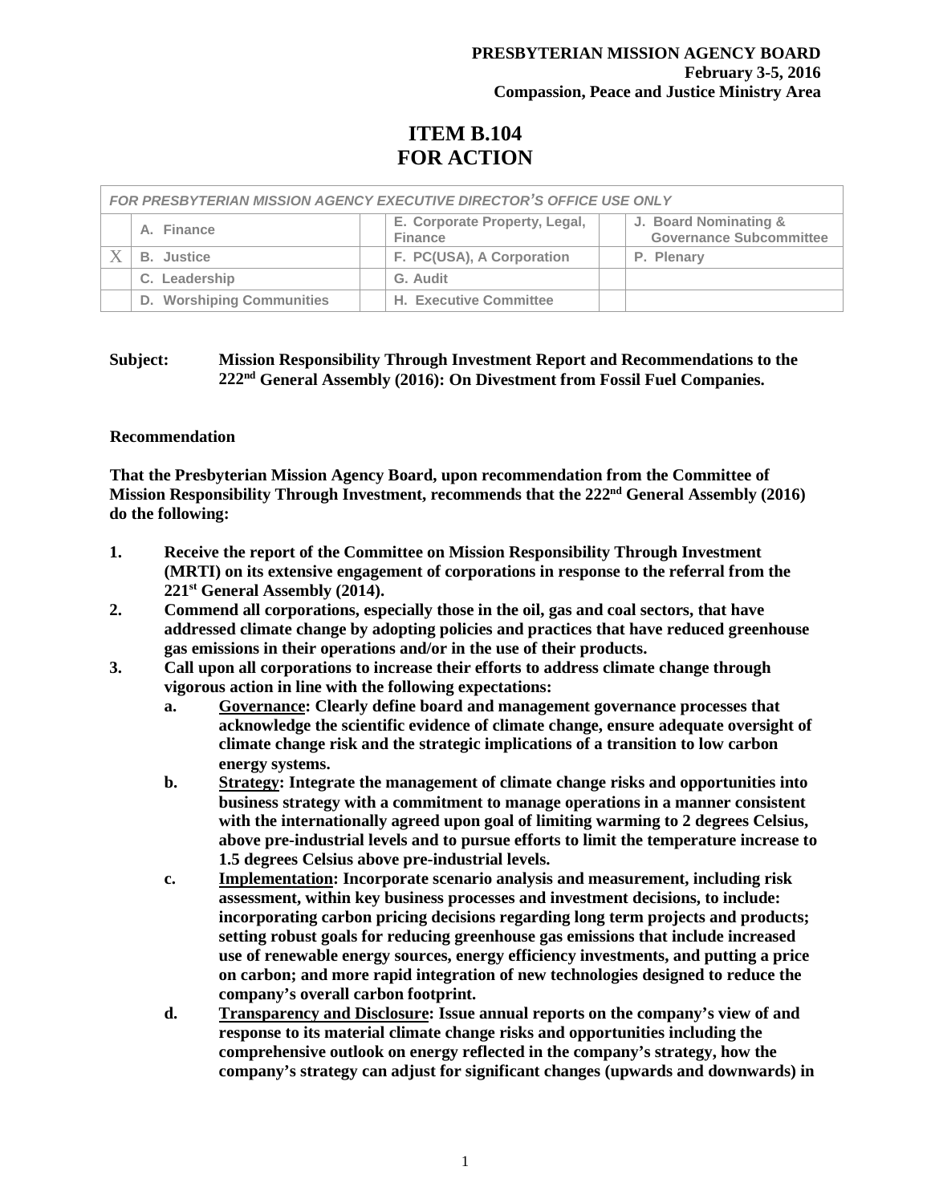**PRESBYTERIAN MISSION AGENCY BOARD**
**February 3-5, 2016**
**Compassion, Peace and Justice Ministry Area**

# ITEM B.104
# FOR ACTION

| *FOR PRESBYTERIAN MISSION AGENCY EXECUTIVE DIRECTOR'S OFFICE USE ONLY* | | | | | |
|---|---|---|---|---|---|
| | A. Finance | | E. Corporate Property, Legal, Finance | | J. Board Nominating & Governance Subcommittee |
| X | B. Justice | | F. PC(USA), A Corporation | | P. Plenary |
| | C. Leadership | | G. Audit | | |
| | D. Worshiping Communities | | H. Executive Committee | | |

**Subject: Mission Responsibility Through Investment Report and Recommendations to the 222nd General Assembly (2016): On Divestment from Fossil Fuel Companies.**

**Recommendation**

**That the Presbyterian Mission Agency Board, upon recommendation from the Committee of Mission Responsibility Through Investment, recommends that the 222nd General Assembly (2016) do the following:**

1. **Receive the report of the Committee on Mission Responsibility Through Investment (MRTI) on its extensive engagement of corporations in response to the referral from the 221st General Assembly (2014).**
2. **Commend all corporations, especially those in the oil, gas and coal sectors, that have addressed climate change by adopting policies and practices that have reduced greenhouse gas emissions in their operations and/or in the use of their products.**
3. **Call upon all corporations to increase their efforts to address climate change through vigorous action in line with the following expectations:**
    a. **__Governance__: Clearly define board and management governance processes that acknowledge the scientific evidence of climate change, ensure adequate oversight of climate change risk and the strategic implications of a transition to low carbon energy systems.**
    b. **__Strategy__: Integrate the management of climate change risks and opportunities into business strategy with a commitment to manage operations in a manner consistent with the internationally agreed upon goal of limiting warming to 2 degrees Celsius, above pre-industrial levels and to pursue efforts to limit the temperature increase to 1.5 degrees Celsius above pre-industrial levels.**
    c. **__Implementation__: Incorporate scenario analysis and measurement, including risk assessment, within key business processes and investment decisions, to include: incorporating carbon pricing decisions regarding long term projects and products; setting robust goals for reducing greenhouse gas emissions that include increased use of renewable energy sources, energy efficiency investments, and putting a price on carbon; and more rapid integration of new technologies designed to reduce the company's overall carbon footprint.**
    d. **__Transparency and Disclosure__: Issue annual reports on the company's view of and response to its material climate change risks and opportunities including the comprehensive outlook on energy reflected in the company's strategy, how the company's strategy can adjust for significant changes (upwards and downwards) in**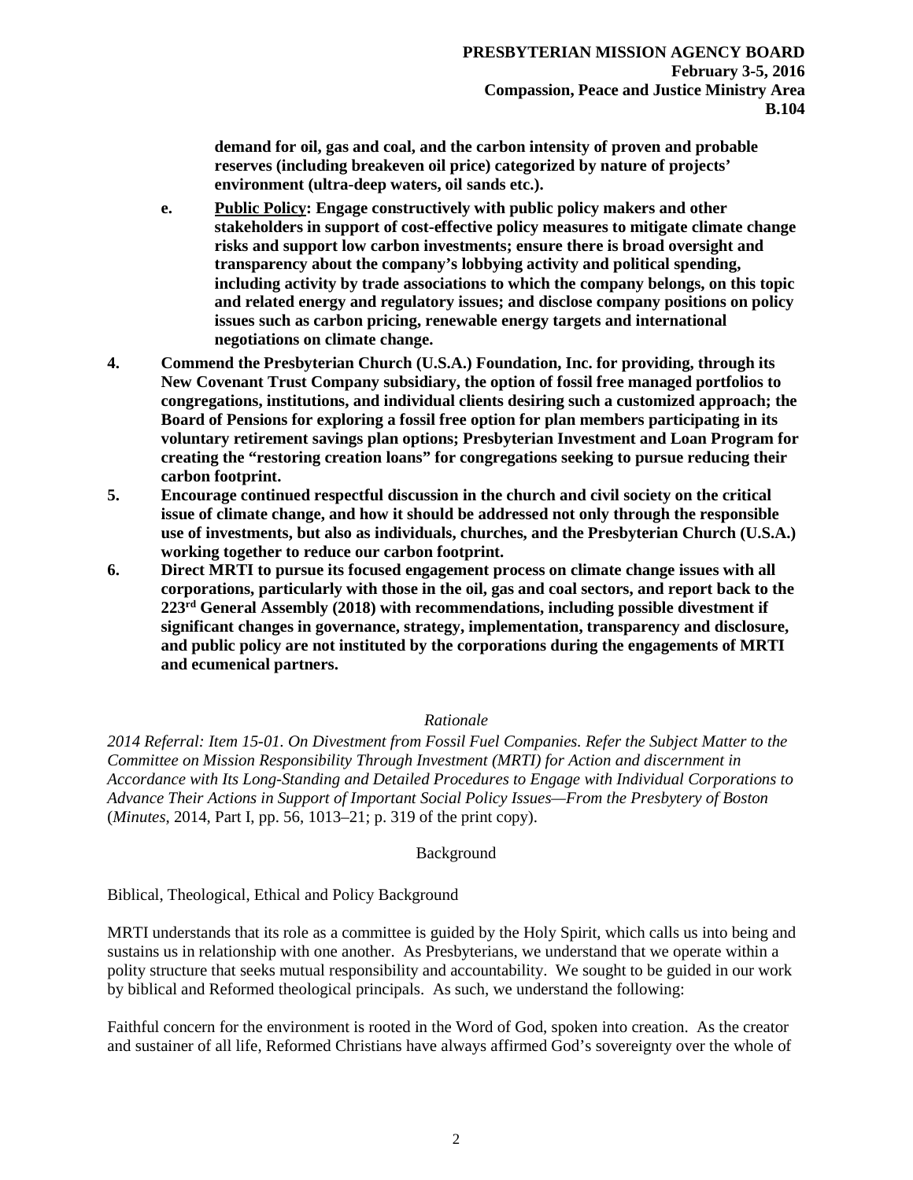**demand for oil, gas and coal, and the carbon intensity of proven and probable reserves (including breakeven oil price) categorized by nature of projects' environment (ultra-deep waters, oil sands etc.).**

**e. Public Policy: Engage constructively with public policy makers and other stakeholders in support of cost-effective policy measures to mitigate climate change risks and support low carbon investments; ensure there is broad oversight and transparency about the company's lobbying activity and political spending, including activity by trade associations to which the company belongs, on this topic and related energy and regulatory issues; and disclose company positions on policy issues such as carbon pricing, renewable energy targets and international negotiations on climate change.**

**4. Commend the Presbyterian Church (U.S.A.) Foundation, Inc. for providing, through its New Covenant Trust Company subsidiary, the option of fossil free managed portfolios to congregations, institutions, and individual clients desiring such a customized approach; the Board of Pensions for exploring a fossil free option for plan members participating in its voluntary retirement savings plan options; Presbyterian Investment and Loan Program for creating the "restoring creation loans" for congregations seeking to pursue reducing their carbon footprint.**

**5. Encourage continued respectful discussion in the church and civil society on the critical issue of climate change, and how it should be addressed not only through the responsible use of investments, but also as individuals, churches, and the Presbyterian Church (U.S.A.) working together to reduce our carbon footprint.**

**6. Direct MRTI to pursue its focused engagement process on climate change issues with all corporations, particularly with those in the oil, gas and coal sectors, and report back to the 223rd General Assembly (2018) with recommendations, including possible divestment if significant changes in governance, strategy, implementation, transparency and disclosure, and public policy are not instituted by the corporations during the engagements of MRTI and ecumenical partners.**

*Rationale*

*2014 Referral: Item 15-01. On Divestment from Fossil Fuel Companies. Refer the Subject Matter to the Committee on Mission Responsibility Through Investment (MRTI) for Action and discernment in Accordance with Its Long-Standing and Detailed Procedures to Engage with Individual Corporations to Advance Their Actions in Support of Important Social Policy Issues—From the Presbytery of Boston* (*Minutes*, 2014, Part I, pp. 56, 1013–21; p. 319 of the print copy).

Background

Biblical, Theological, Ethical and Policy Background

MRTI understands that its role as a committee is guided by the Holy Spirit, which calls us into being and sustains us in relationship with one another. As Presbyterians, we understand that we operate within a polity structure that seeks mutual responsibility and accountability. We sought to be guided in our work by biblical and Reformed theological principals. As such, we understand the following:

Faithful concern for the environment is rooted in the Word of God, spoken into creation. As the creator and sustainer of all life, Reformed Christians have always affirmed God's sovereignty over the whole of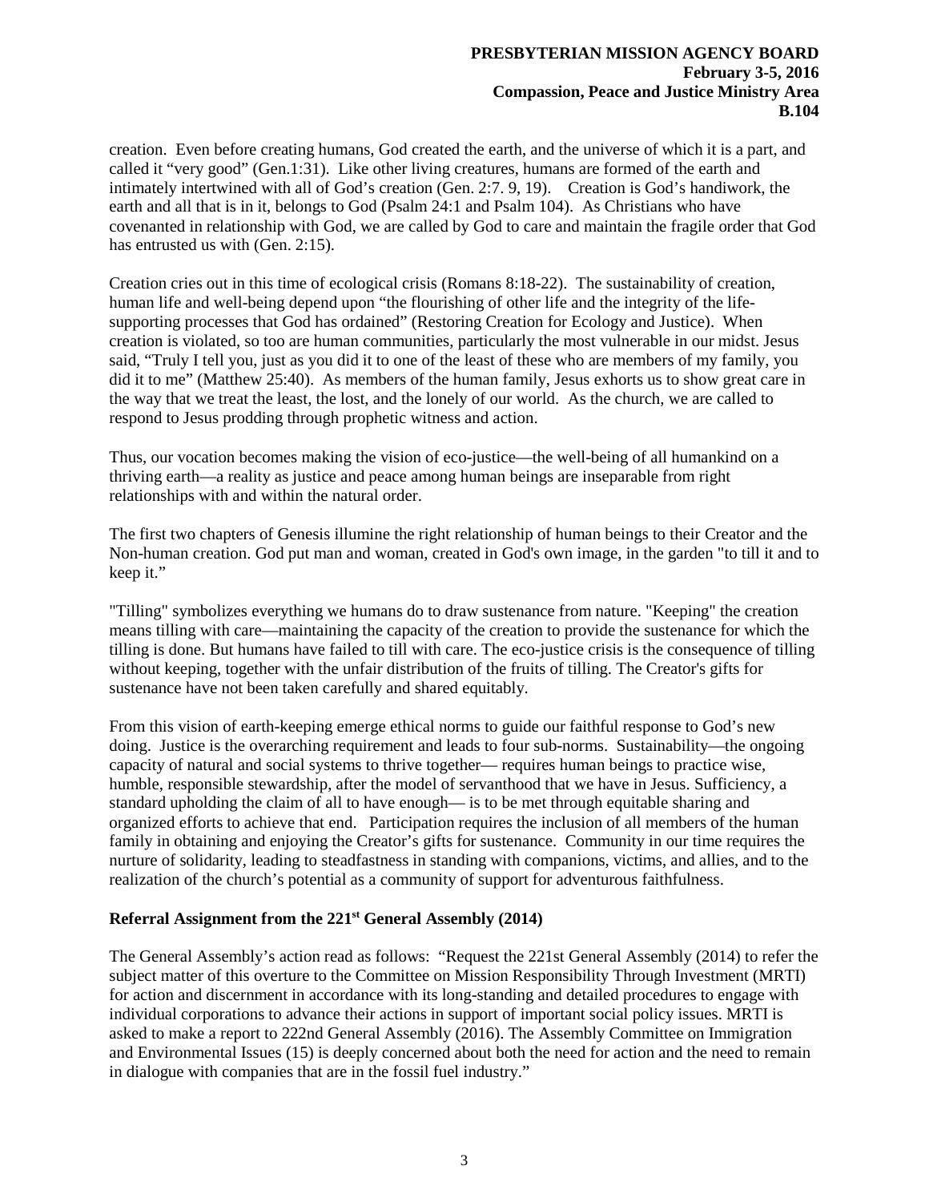creation. Even before creating humans, God created the earth, and the universe of which it is a part, and called it "very good" (Gen.1:31). Like other living creatures, humans are formed of the earth and intimately intertwined with all of God's creation (Gen. 2:7. 9, 19). Creation is God's handiwork, the earth and all that is in it, belongs to God (Psalm 24:1 and Psalm 104). As Christians who have covenanted in relationship with God, we are called by God to care and maintain the fragile order that God has entrusted us with (Gen. 2:15).

Creation cries out in this time of ecological crisis (Romans 8:18-22). The sustainability of creation, human life and well-being depend upon "the flourishing of other life and the integrity of the life-supporting processes that God has ordained" (Restoring Creation for Ecology and Justice). When creation is violated, so too are human communities, particularly the most vulnerable in our midst. Jesus said, "Truly I tell you, just as you did it to one of the least of these who are members of my family, you did it to me" (Matthew 25:40). As members of the human family, Jesus exhorts us to show great care in the way that we treat the least, the lost, and the lonely of our world. As the church, we are called to respond to Jesus prodding through prophetic witness and action.

Thus, our vocation becomes making the vision of eco-justice—the well-being of all humankind on a thriving earth—a reality as justice and peace among human beings are inseparable from right relationships with and within the natural order.

The first two chapters of Genesis illumine the right relationship of human beings to their Creator and the Non-human creation. God put man and woman, created in God's own image, in the garden "to till it and to keep it."

"Tilling" symbolizes everything we humans do to draw sustenance from nature. "Keeping" the creation means tilling with care—maintaining the capacity of the creation to provide the sustenance for which the tilling is done. But humans have failed to till with care. The eco-justice crisis is the consequence of tilling without keeping, together with the unfair distribution of the fruits of tilling. The Creator's gifts for sustenance have not been taken carefully and shared equitably.

From this vision of earth-keeping emerge ethical norms to guide our faithful response to God's new doing. Justice is the overarching requirement and leads to four sub-norms. Sustainability—the ongoing capacity of natural and social systems to thrive together— requires human beings to practice wise, humble, responsible stewardship, after the model of servanthood that we have in Jesus. Sufficiency, a standard upholding the claim of all to have enough— is to be met through equitable sharing and organized efforts to achieve that end. Participation requires the inclusion of all members of the human family in obtaining and enjoying the Creator's gifts for sustenance. Community in our time requires the nurture of solidarity, leading to steadfastness in standing with companions, victims, and allies, and to the realization of the church's potential as a community of support for adventurous faithfulness.

**Referral Assignment from the 221st General Assembly (2014)**

The General Assembly's action read as follows: "Request the 221st General Assembly (2014) to refer the subject matter of this overture to the Committee on Mission Responsibility Through Investment (MRTI) for action and discernment in accordance with its long-standing and detailed procedures to engage with individual corporations to advance their actions in support of important social policy issues. MRTI is asked to make a report to 222nd General Assembly (2016). The Assembly Committee on Immigration and Environmental Issues (15) is deeply concerned about both the need for action and the need to remain in dialogue with companies that are in the fossil fuel industry."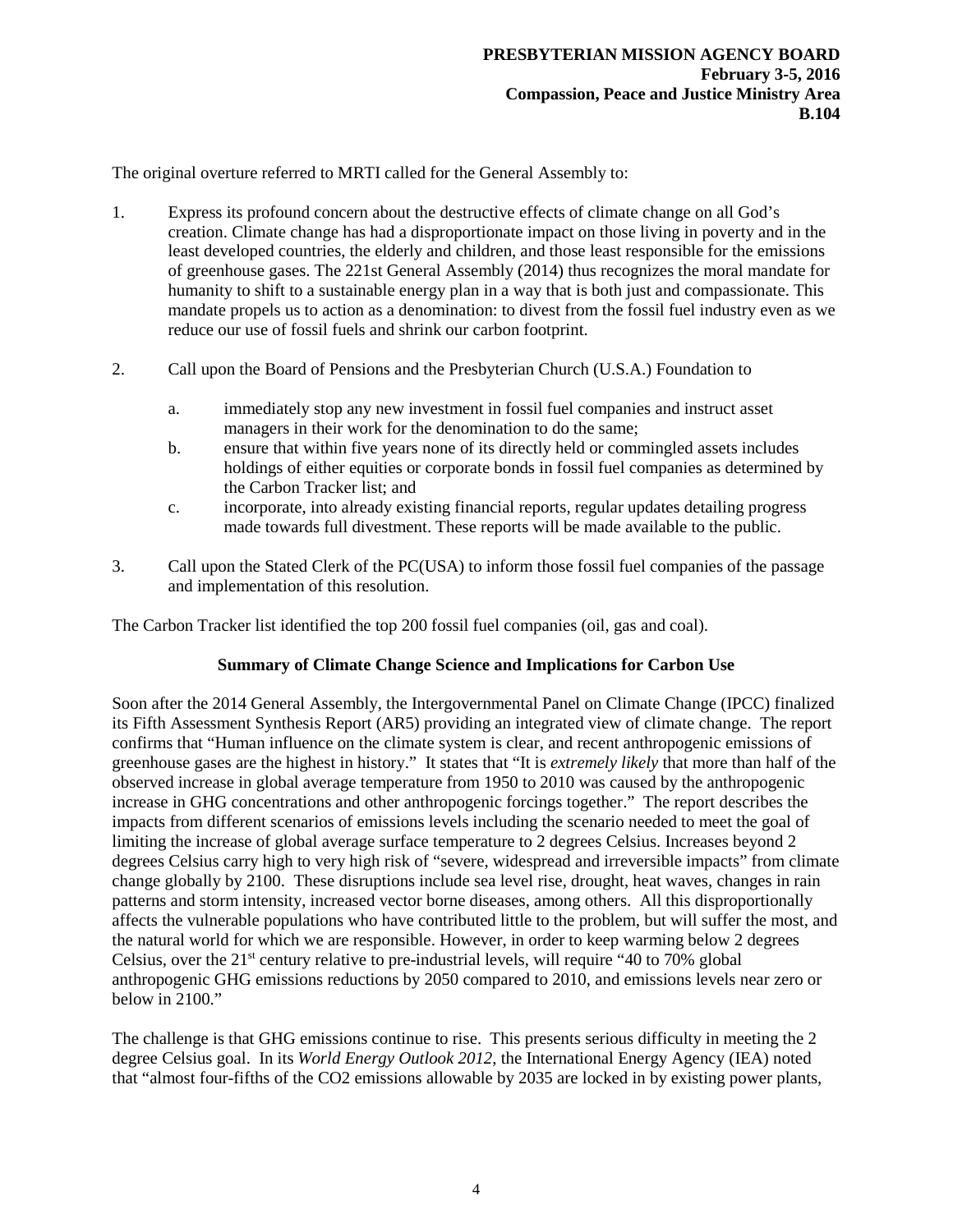The original overture referred to MRTI called for the General Assembly to:

1. Express its profound concern about the destructive effects of climate change on all God's creation. Climate change has had a disproportionate impact on those living in poverty and in the least developed countries, the elderly and children, and those least responsible for the emissions of greenhouse gases. The 221st General Assembly (2014) thus recognizes the moral mandate for humanity to shift to a sustainable energy plan in a way that is both just and compassionate. This mandate propels us to action as a denomination: to divest from the fossil fuel industry even as we reduce our use of fossil fuels and shrink our carbon footprint.

2. Call upon the Board of Pensions and the Presbyterian Church (U.S.A.) Foundation to

   a. immediately stop any new investment in fossil fuel companies and instruct asset managers in their work for the denomination to do the same;
   b. ensure that within five years none of its directly held or commingled assets includes holdings of either equities or corporate bonds in fossil fuel companies as determined by the Carbon Tracker list; and
   c. incorporate, into already existing financial reports, regular updates detailing progress made towards full divestment. These reports will be made available to the public.

3. Call upon the Stated Clerk of the PC(USA) to inform those fossil fuel companies of the passage and implementation of this resolution.

The Carbon Tracker list identified the top 200 fossil fuel companies (oil, gas and coal).

**Summary of Climate Change Science and Implications for Carbon Use**

Soon after the 2014 General Assembly, the Intergovernmental Panel on Climate Change (IPCC) finalized its Fifth Assessment Synthesis Report (AR5) providing an integrated view of climate change. The report confirms that "Human influence on the climate system is clear, and recent anthropogenic emissions of greenhouse gases are the highest in history." It states that "It is *extremely likely* that more than half of the observed increase in global average temperature from 1950 to 2010 was caused by the anthropogenic increase in GHG concentrations and other anthropogenic forcings together." The report describes the impacts from different scenarios of emissions levels including the scenario needed to meet the goal of limiting the increase of global average surface temperature to 2 degrees Celsius. Increases beyond 2 degrees Celsius carry high to very high risk of "severe, widespread and irreversible impacts" from climate change globally by 2100. These disruptions include sea level rise, drought, heat waves, changes in rain patterns and storm intensity, increased vector borne diseases, among others. All this disproportionally affects the vulnerable populations who have contributed little to the problem, but will suffer the most, and the natural world for which we are responsible. However, in order to keep warming below 2 degrees Celsius, over the 21st century relative to pre-industrial levels, will require "40 to 70% global anthropogenic GHG emissions reductions by 2050 compared to 2010, and emissions levels near zero or below in 2100."

The challenge is that GHG emissions continue to rise. This presents serious difficulty in meeting the 2 degree Celsius goal. In its *World Energy Outlook 2012*, the International Energy Agency (IEA) noted that "almost four-fifths of the $CO_2$ emissions allowable by 2035 are locked in by existing power plants,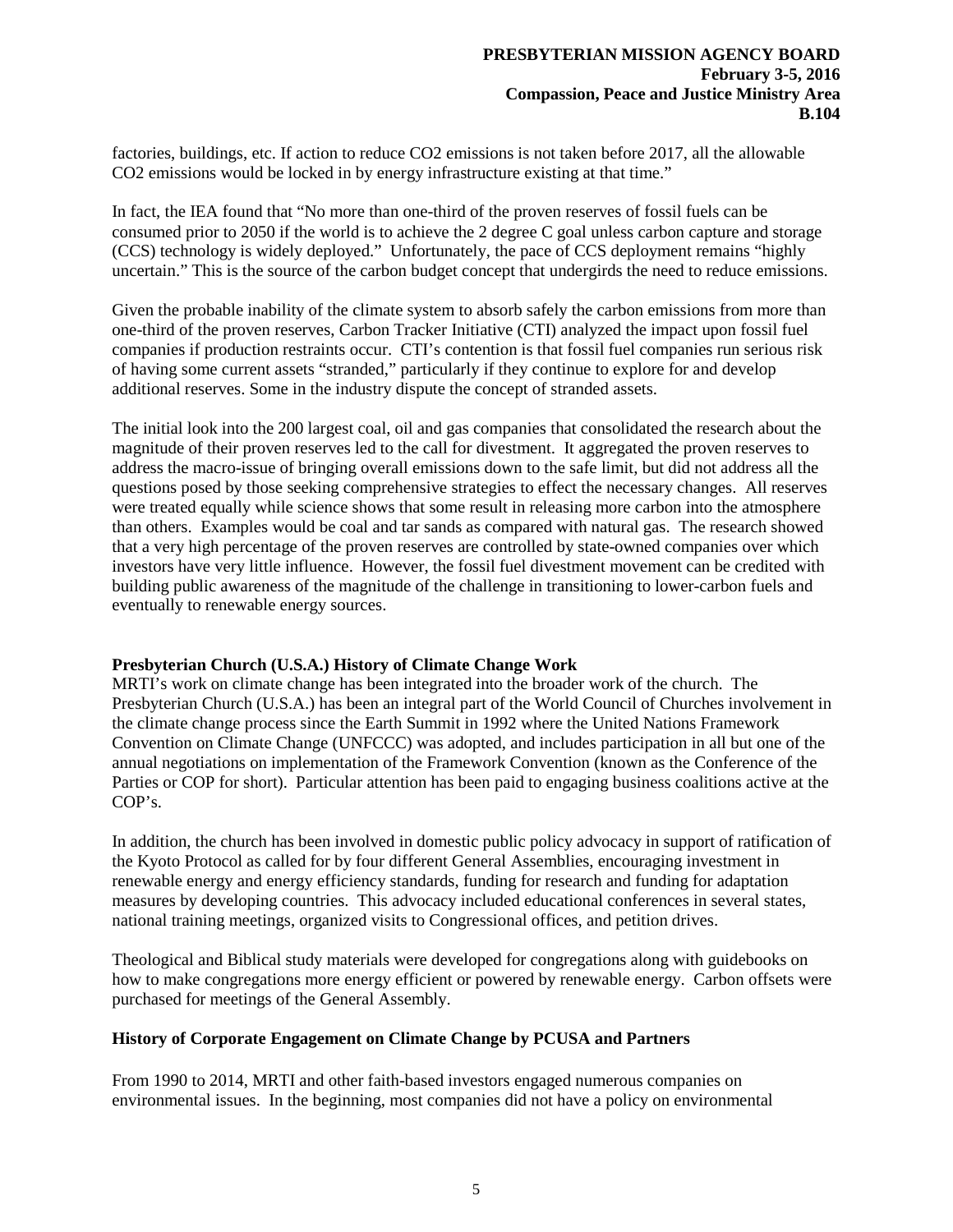factories, buildings, etc. If action to reduce $CO_2$ emissions is not taken before 2017, all the allowable $CO_2$ emissions would be locked in by energy infrastructure existing at that time."

In fact, the IEA found that "No more than one-third of the proven reserves of fossil fuels can be consumed prior to 2050 if the world is to achieve the 2 degree C goal unless carbon capture and storage (CCS) technology is widely deployed." Unfortunately, the pace of CCS deployment remains "highly uncertain." This is the source of the carbon budget concept that undergirds the need to reduce emissions.

Given the probable inability of the climate system to absorb safely the carbon emissions from more than one-third of the proven reserves, Carbon Tracker Initiative (CTI) analyzed the impact upon fossil fuel companies if production restraints occur. CTI's contention is that fossil fuel companies run serious risk of having some current assets "stranded," particularly if they continue to explore for and develop additional reserves. Some in the industry dispute the concept of stranded assets.

The initial look into the 200 largest coal, oil and gas companies that consolidated the research about the magnitude of their proven reserves led to the call for divestment. It aggregated the proven reserves to address the macro-issue of bringing overall emissions down to the safe limit, but did not address all the questions posed by those seeking comprehensive strategies to effect the necessary changes. All reserves were treated equally while science shows that some result in releasing more carbon into the atmosphere than others. Examples would be coal and tar sands as compared with natural gas. The research showed that a very high percentage of the proven reserves are controlled by state-owned companies over which investors have very little influence. However, the fossil fuel divestment movement can be credited with building public awareness of the magnitude of the challenge in transitioning to lower-carbon fuels and eventually to renewable energy sources.

**Presbyterian Church (U.S.A.) History of Climate Change Work**

MRTI's work on climate change has been integrated into the broader work of the church. The Presbyterian Church (U.S.A.) has been an integral part of the World Council of Churches involvement in the climate change process since the Earth Summit in 1992 where the United Nations Framework Convention on Climate Change (UNFCCC) was adopted, and includes participation in all but one of the annual negotiations on implementation of the Framework Convention (known as the Conference of the Parties or COP for short). Particular attention has been paid to engaging business coalitions active at the COP's.

In addition, the church has been involved in domestic public policy advocacy in support of ratification of the Kyoto Protocol as called for by four different General Assemblies, encouraging investment in renewable energy and energy efficiency standards, funding for research and funding for adaptation measures by developing countries. This advocacy included educational conferences in several states, national training meetings, organized visits to Congressional offices, and petition drives.

Theological and Biblical study materials were developed for congregations along with guidebooks on how to make congregations more energy efficient or powered by renewable energy. Carbon offsets were purchased for meetings of the General Assembly.

**History of Corporate Engagement on Climate Change by PCUSA and Partners**

From 1990 to 2014, MRTI and other faith-based investors engaged numerous companies on environmental issues. In the beginning, most companies did not have a policy on environmental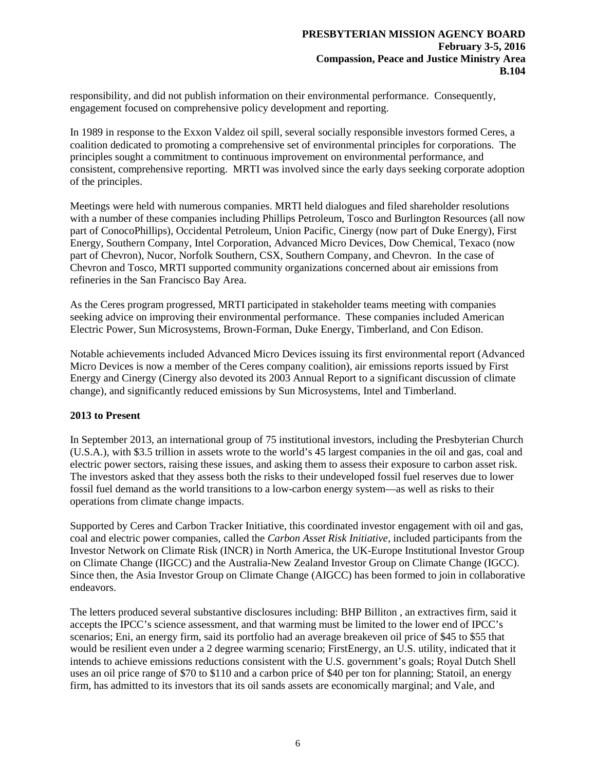responsibility, and did not publish information on their environmental performance. Consequently, engagement focused on comprehensive policy development and reporting.

In 1989 in response to the Exxon Valdez oil spill, several socially responsible investors formed Ceres, a coalition dedicated to promoting a comprehensive set of environmental principles for corporations. The principles sought a commitment to continuous improvement on environmental performance, and consistent, comprehensive reporting. MRTI was involved since the early days seeking corporate adoption of the principles.

Meetings were held with numerous companies. MRTI held dialogues and filed shareholder resolutions with a number of these companies including Phillips Petroleum, Tosco and Burlington Resources (all now part of ConocoPhillips), Occidental Petroleum, Union Pacific, Cinergy (now part of Duke Energy), First Energy, Southern Company, Intel Corporation, Advanced Micro Devices, Dow Chemical, Texaco (now part of Chevron), Nucor, Norfolk Southern, CSX, Southern Company, and Chevron. In the case of Chevron and Tosco, MRTI supported community organizations concerned about air emissions from refineries in the San Francisco Bay Area.

As the Ceres program progressed, MRTI participated in stakeholder teams meeting with companies seeking advice on improving their environmental performance. These companies included American Electric Power, Sun Microsystems, Brown-Forman, Duke Energy, Timberland, and Con Edison.

Notable achievements included Advanced Micro Devices issuing its first environmental report (Advanced Micro Devices is now a member of the Ceres company coalition), air emissions reports issued by First Energy and Cinergy (Cinergy also devoted its 2003 Annual Report to a significant discussion of climate change), and significantly reduced emissions by Sun Microsystems, Intel and Timberland.

**2013 to Present**

In September 2013, an international group of 75 institutional investors, including the Presbyterian Church (U.S.A.), with $3.5 trillion in assets wrote to the world's 45 largest companies in the oil and gas, coal and electric power sectors, raising these issues, and asking them to assess their exposure to carbon asset risk. The investors asked that they assess both the risks to their undeveloped fossil fuel reserves due to lower fossil fuel demand as the world transitions to a low-carbon energy system—as well as risks to their operations from climate change impacts.

Supported by Ceres and Carbon Tracker Initiative, this coordinated investor engagement with oil and gas, coal and electric power companies, called the *Carbon Asset Risk Initiative*, included participants from the Investor Network on Climate Risk (INCR) in North America, the UK-Europe Institutional Investor Group on Climate Change (IIGCC) and the Australia-New Zealand Investor Group on Climate Change (IGCC). Since then, the Asia Investor Group on Climate Change (AIGCC) has been formed to join in collaborative endeavors.

The letters produced several substantive disclosures including: BHP Billiton , an extractives firm, said it accepts the IPCC's science assessment, and that warming must be limited to the lower end of IPCC's scenarios; Eni, an energy firm, said its portfolio had an average breakeven oil price of $45 to $55 that would be resilient even under a 2 degree warming scenario; FirstEnergy, an U.S. utility, indicated that it intends to achieve emissions reductions consistent with the U.S. government's goals; Royal Dutch Shell uses an oil price range of $70 to $110 and a carbon price of $40 per ton for planning; Statoil, an energy firm, has admitted to its investors that its oil sands assets are economically marginal; and Vale, and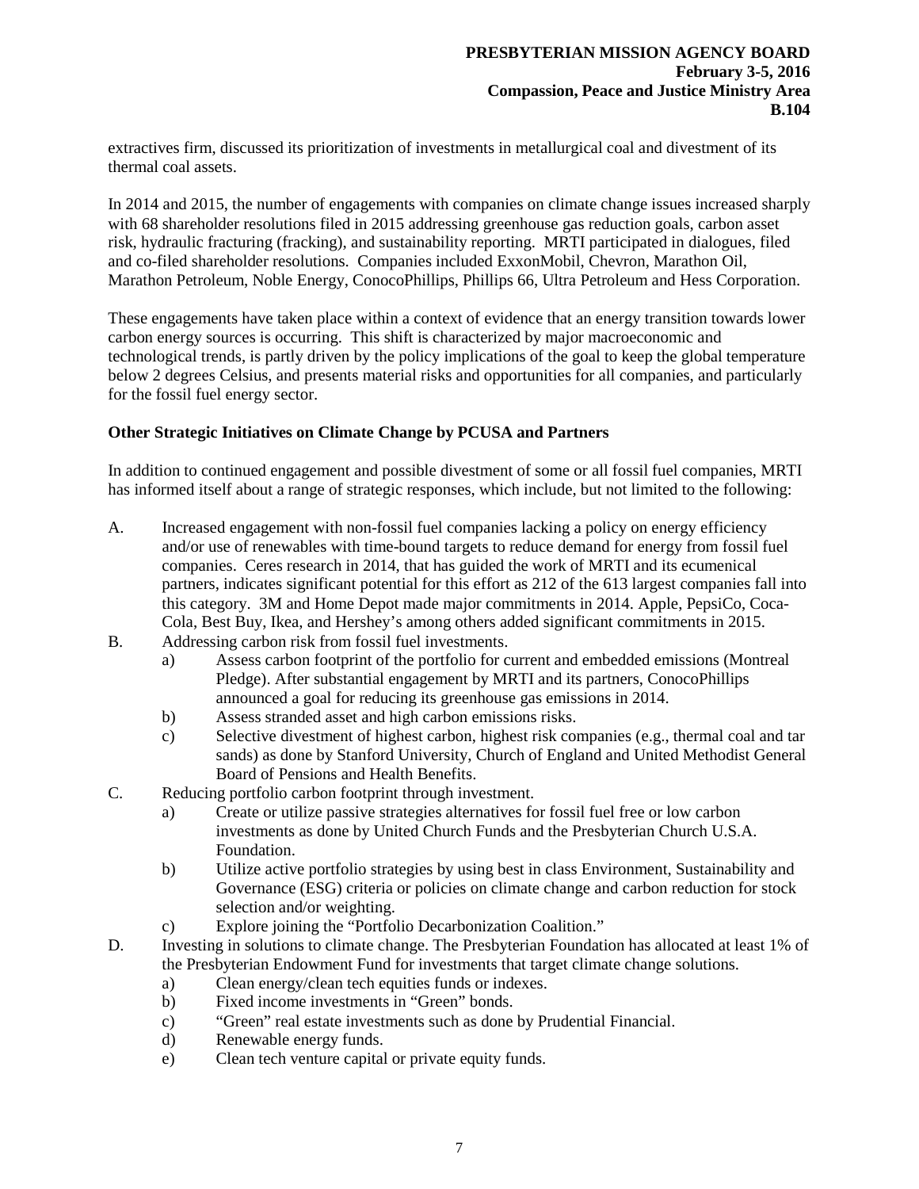extractives firm, discussed its prioritization of investments in metallurgical coal and divestment of its thermal coal assets.

In 2014 and 2015, the number of engagements with companies on climate change issues increased sharply with 68 shareholder resolutions filed in 2015 addressing greenhouse gas reduction goals, carbon asset risk, hydraulic fracturing (fracking), and sustainability reporting. MRTI participated in dialogues, filed and co-filed shareholder resolutions. Companies included ExxonMobil, Chevron, Marathon Oil, Marathon Petroleum, Noble Energy, ConocoPhillips, Phillips 66, Ultra Petroleum and Hess Corporation.

These engagements have taken place within a context of evidence that an energy transition towards lower carbon energy sources is occurring. This shift is characterized by major macroeconomic and technological trends, is partly driven by the policy implications of the goal to keep the global temperature below 2 degrees Celsius, and presents material risks and opportunities for all companies, and particularly for the fossil fuel energy sector.

**Other Strategic Initiatives on Climate Change by PCUSA and Partners**

In addition to continued engagement and possible divestment of some or all fossil fuel companies, MRTI has informed itself about a range of strategic responses, which include, but not limited to the following:

A. Increased engagement with non-fossil fuel companies lacking a policy on energy efficiency and/or use of renewables with time-bound targets to reduce demand for energy from fossil fuel companies. Ceres research in 2014, that has guided the work of MRTI and its ecumenical partners, indicates significant potential for this effort as 212 of the 613 largest companies fall into this category. 3M and Home Depot made major commitments in 2014. Apple, PepsiCo, Coca-Cola, Best Buy, Ikea, and Hershey's among others added significant commitments in 2015.

B. Addressing carbon risk from fossil fuel investments.
   a) Assess carbon footprint of the portfolio for current and embedded emissions (Montreal Pledge). After substantial engagement by MRTI and its partners, ConocoPhillips announced a goal for reducing its greenhouse gas emissions in 2014.
   b) Assess stranded asset and high carbon emissions risks.
   c) Selective divestment of highest carbon, highest risk companies (e.g., thermal coal and tar sands) as done by Stanford University, Church of England and United Methodist General Board of Pensions and Health Benefits.

C. Reducing portfolio carbon footprint through investment.
   a) Create or utilize passive strategies alternatives for fossil fuel free or low carbon investments as done by United Church Funds and the Presbyterian Church U.S.A. Foundation.
   b) Utilize active portfolio strategies by using best in class Environment, Sustainability and Governance (ESG) criteria or policies on climate change and carbon reduction for stock selection and/or weighting.
   c) Explore joining the "Portfolio Decarbonization Coalition."

D. Investing in solutions to climate change. The Presbyterian Foundation has allocated at least 1% of the Presbyterian Endowment Fund for investments that target climate change solutions.
   a) Clean energy/clean tech equities funds or indexes.
   b) Fixed income investments in "Green" bonds.
   c) "Green" real estate investments such as done by Prudential Financial.
   d) Renewable energy funds.
   e) Clean tech venture capital or private equity funds.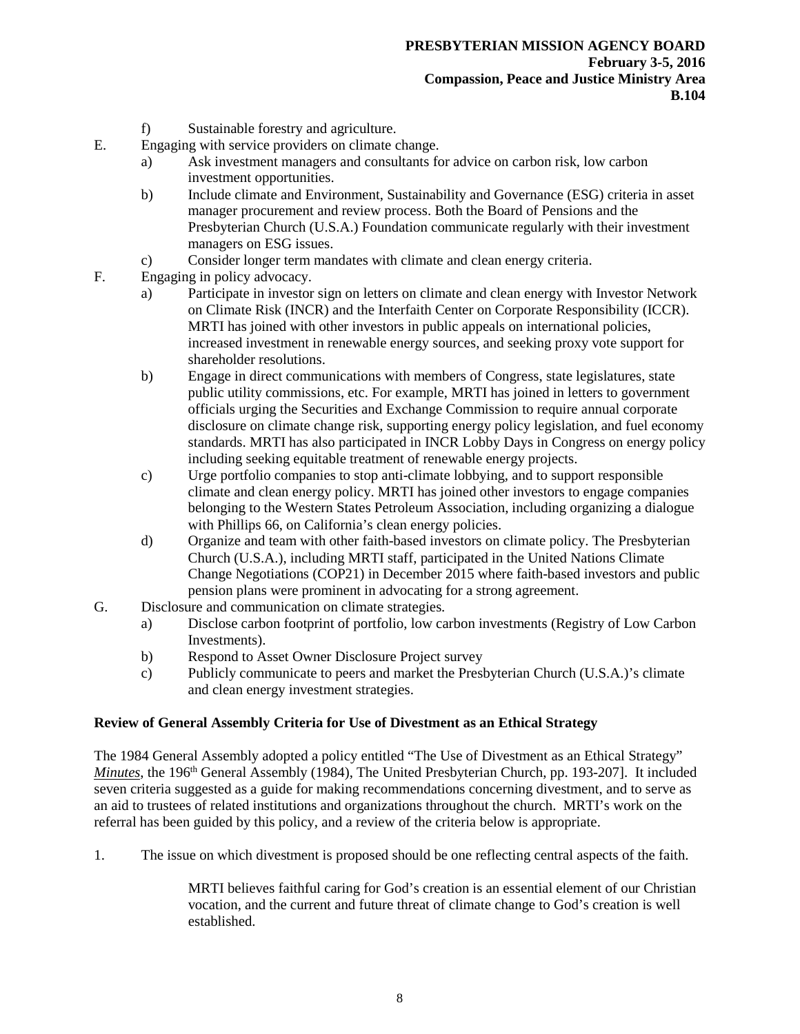f) Sustainable forestry and agriculture.

E. Engaging with service providers on climate change.
   a) Ask investment managers and consultants for advice on carbon risk, low carbon investment opportunities.
   b) Include climate and Environment, Sustainability and Governance (ESG) criteria in asset manager procurement and review process. Both the Board of Pensions and the Presbyterian Church (U.S.A.) Foundation communicate regularly with their investment managers on ESG issues.
   c) Consider longer term mandates with climate and clean energy criteria.

F. Engaging in policy advocacy.
   a) Participate in investor sign on letters on climate and clean energy with Investor Network on Climate Risk (INCR) and the Interfaith Center on Corporate Responsibility (ICCR). MRTI has joined with other investors in public appeals on international policies, increased investment in renewable energy sources, and seeking proxy vote support for shareholder resolutions.
   b) Engage in direct communications with members of Congress, state legislatures, state public utility commissions, etc. For example, MRTI has joined in letters to government officials urging the Securities and Exchange Commission to require annual corporate disclosure on climate change risk, supporting energy policy legislation, and fuel economy standards. MRTI has also participated in INCR Lobby Days in Congress on energy policy including seeking equitable treatment of renewable energy projects.
   c) Urge portfolio companies to stop anti-climate lobbying, and to support responsible climate and clean energy policy. MRTI has joined other investors to engage companies belonging to the Western States Petroleum Association, including organizing a dialogue with Phillips 66, on California's clean energy policies.
   d) Organize and team with other faith-based investors on climate policy. The Presbyterian Church (U.S.A.), including MRTI staff, participated in the United Nations Climate Change Negotiations (COP21) in December 2015 where faith-based investors and public pension plans were prominent in advocating for a strong agreement.

G. Disclosure and communication on climate strategies.
   a) Disclose carbon footprint of portfolio, low carbon investments (Registry of Low Carbon Investments).
   b) Respond to Asset Owner Disclosure Project survey
   c) Publicly communicate to peers and market the Presbyterian Church (U.S.A.)'s climate and clean energy investment strategies.

**Review of General Assembly Criteria for Use of Divestment as an Ethical Strategy**

The 1984 General Assembly adopted a policy entitled "The Use of Divestment as an Ethical Strategy" *Minutes*, the 196th General Assembly (1984), The United Presbyterian Church, pp. 193-207]. It included seven criteria suggested as a guide for making recommendations concerning divestment, and to serve as an aid to trustees of related institutions and organizations throughout the church. MRTI's work on the referral has been guided by this policy, and a review of the criteria below is appropriate.

1. The issue on which divestment is proposed should be one reflecting central aspects of the faith.

   MRTI believes faithful caring for God's creation is an essential element of our Christian vocation, and the current and future threat of climate change to God's creation is well established.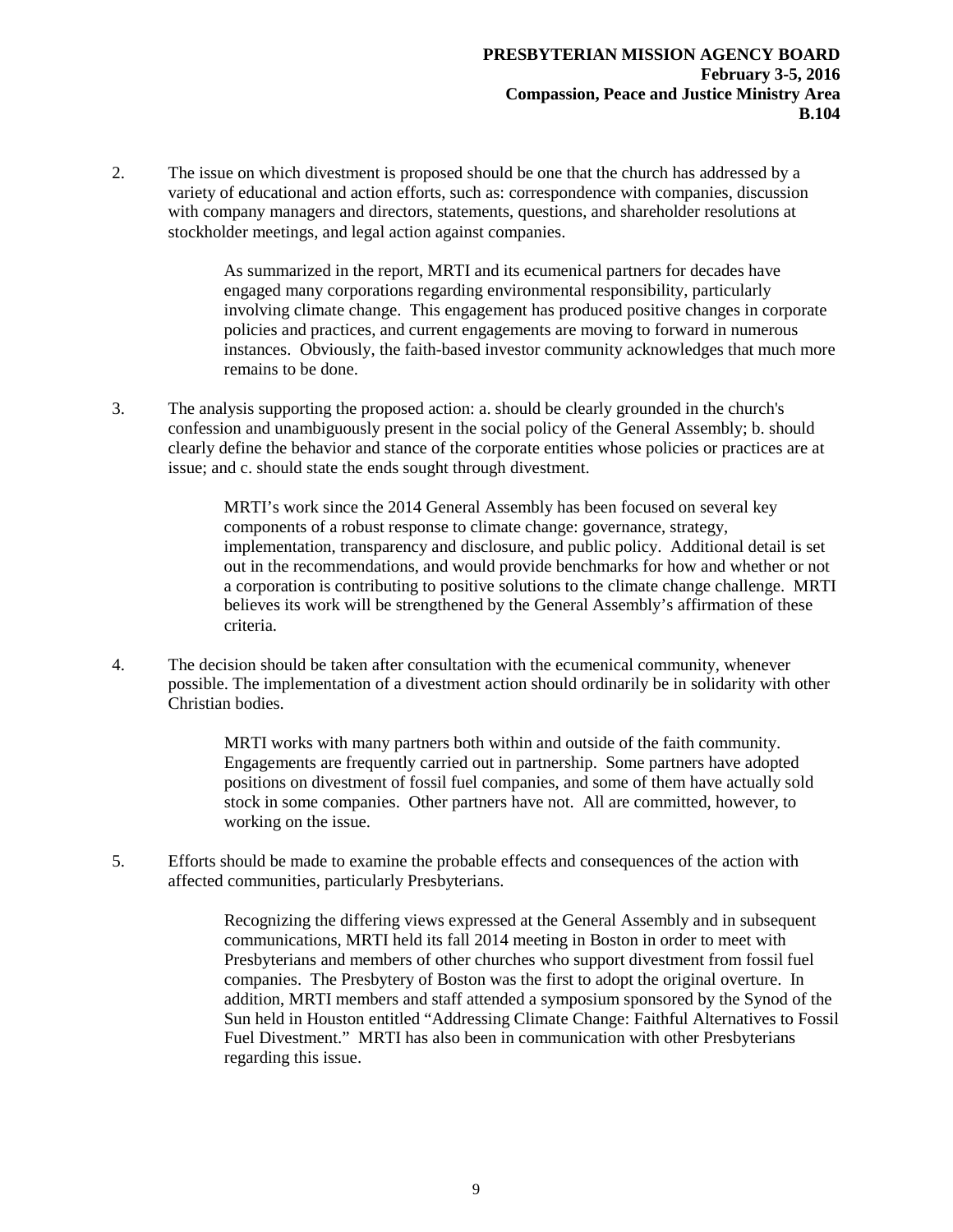2. The issue on which divestment is proposed should be one that the church has addressed by a variety of educational and action efforts, such as: correspondence with companies, discussion with company managers and directors, statements, questions, and shareholder resolutions at stockholder meetings, and legal action against companies.

   As summarized in the report, MRTI and its ecumenical partners for decades have engaged many corporations regarding environmental responsibility, particularly involving climate change. This engagement has produced positive changes in corporate policies and practices, and current engagements are moving to forward in numerous instances. Obviously, the faith-based investor community acknowledges that much more remains to be done.

3. The analysis supporting the proposed action: a. should be clearly grounded in the church's confession and unambiguously present in the social policy of the General Assembly; b. should clearly define the behavior and stance of the corporate entities whose policies or practices are at issue; and c. should state the ends sought through divestment.

   MRTI's work since the 2014 General Assembly has been focused on several key components of a robust response to climate change: governance, strategy, implementation, transparency and disclosure, and public policy. Additional detail is set out in the recommendations, and would provide benchmarks for how and whether or not a corporation is contributing to positive solutions to the climate change challenge. MRTI believes its work will be strengthened by the General Assembly's affirmation of these criteria.

4. The decision should be taken after consultation with the ecumenical community, whenever possible. The implementation of a divestment action should ordinarily be in solidarity with other Christian bodies.

   MRTI works with many partners both within and outside of the faith community. Engagements are frequently carried out in partnership. Some partners have adopted positions on divestment of fossil fuel companies, and some of them have actually sold stock in some companies. Other partners have not. All are committed, however, to working on the issue.

5. Efforts should be made to examine the probable effects and consequences of the action with affected communities, particularly Presbyterians.

   Recognizing the differing views expressed at the General Assembly and in subsequent communications, MRTI held its fall 2014 meeting in Boston in order to meet with Presbyterians and members of other churches who support divestment from fossil fuel companies. The Presbytery of Boston was the first to adopt the original overture. In addition, MRTI members and staff attended a symposium sponsored by the Synod of the Sun held in Houston entitled "Addressing Climate Change: Faithful Alternatives to Fossil Fuel Divestment." MRTI has also been in communication with other Presbyterians regarding this issue.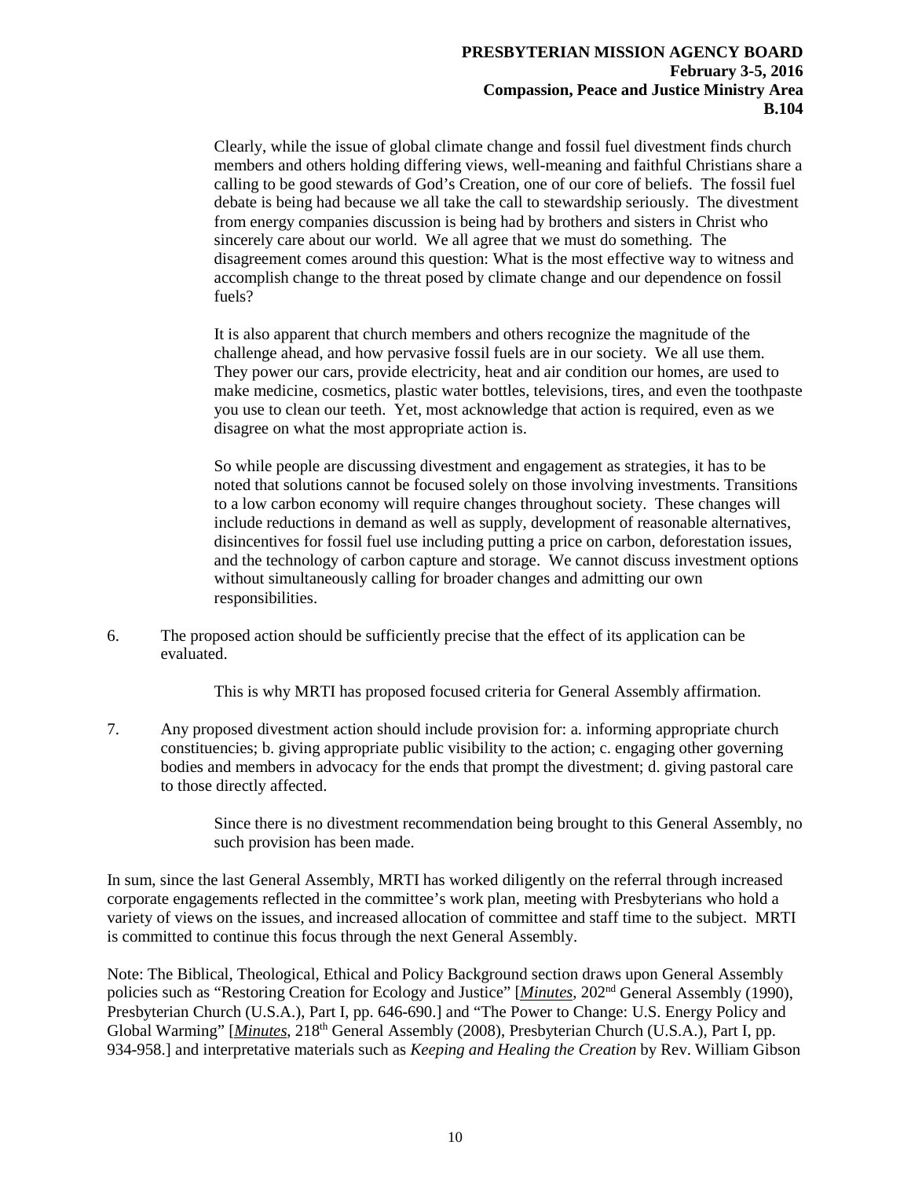Clearly, while the issue of global climate change and fossil fuel divestment finds church members and others holding differing views, well-meaning and faithful Christians share a calling to be good stewards of God's Creation, one of our core of beliefs. The fossil fuel debate is being had because we all take the call to stewardship seriously. The divestment from energy companies discussion is being had by brothers and sisters in Christ who sincerely care about our world. We all agree that we must do something. The disagreement comes around this question: What is the most effective way to witness and accomplish change to the threat posed by climate change and our dependence on fossil fuels?

It is also apparent that church members and others recognize the magnitude of the challenge ahead, and how pervasive fossil fuels are in our society. We all use them. They power our cars, provide electricity, heat and air condition our homes, are used to make medicine, cosmetics, plastic water bottles, televisions, tires, and even the toothpaste you use to clean our teeth. Yet, most acknowledge that action is required, even as we disagree on what the most appropriate action is.

So while people are discussing divestment and engagement as strategies, it has to be noted that solutions cannot be focused solely on those involving investments. Transitions to a low carbon economy will require changes throughout society. These changes will include reductions in demand as well as supply, development of reasonable alternatives, disincentives for fossil fuel use including putting a price on carbon, deforestation issues, and the technology of carbon capture and storage. We cannot discuss investment options without simultaneously calling for broader changes and admitting our own responsibilities.

6. The proposed action should be sufficiently precise that the effect of its application can be evaluated.

   This is why MRTI has proposed focused criteria for General Assembly affirmation.

7. Any proposed divestment action should include provision for: a. informing appropriate church constituencies; b. giving appropriate public visibility to the action; c. engaging other governing bodies and members in advocacy for the ends that prompt the divestment; d. giving pastoral care to those directly affected.

   Since there is no divestment recommendation being brought to this General Assembly, no such provision has been made.

In sum, since the last General Assembly, MRTI has worked diligently on the referral through increased corporate engagements reflected in the committee's work plan, meeting with Presbyterians who hold a variety of views on the issues, and increased allocation of committee and staff time to the subject. MRTI is committed to continue this focus through the next General Assembly.

Note: The Biblical, Theological, Ethical and Policy Background section draws upon General Assembly policies such as "Restoring Creation for Ecology and Justice" [*Minutes*, 202nd General Assembly (1990), Presbyterian Church (U.S.A.), Part I, pp. 646-690.] and "The Power to Change: U.S. Energy Policy and Global Warming" [*Minutes*, 218th General Assembly (2008), Presbyterian Church (U.S.A.), Part I, pp. 934-958.] and interpretative materials such as *Keeping and Healing the Creation* by Rev. William Gibson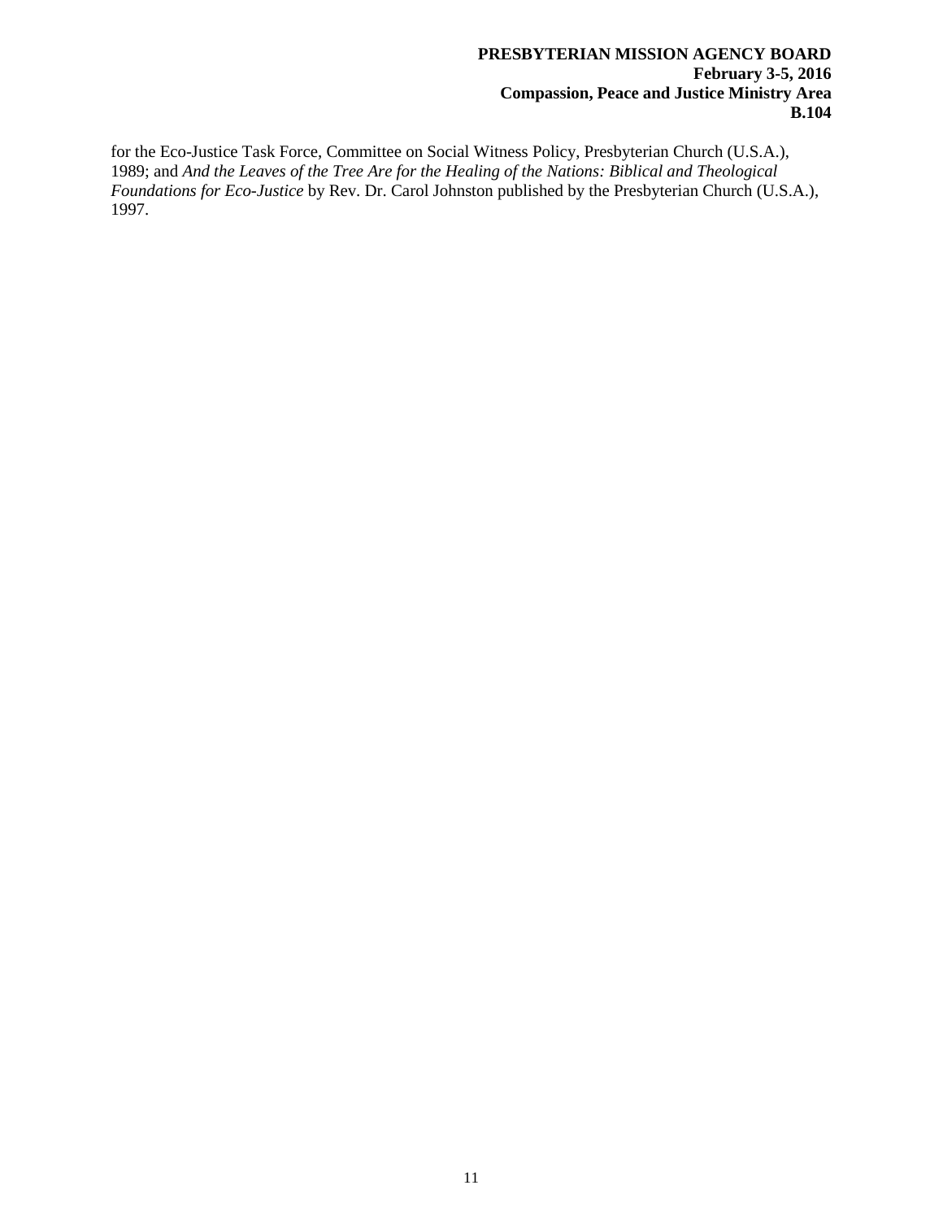for the Eco-Justice Task Force, Committee on Social Witness Policy, Presbyterian Church (U.S.A.), 1989; and *And the Leaves of the Tree Are for the Healing of the Nations: Biblical and Theological Foundations for Eco-Justice* by Rev. Dr. Carol Johnston published by the Presbyterian Church (U.S.A.), 1997.